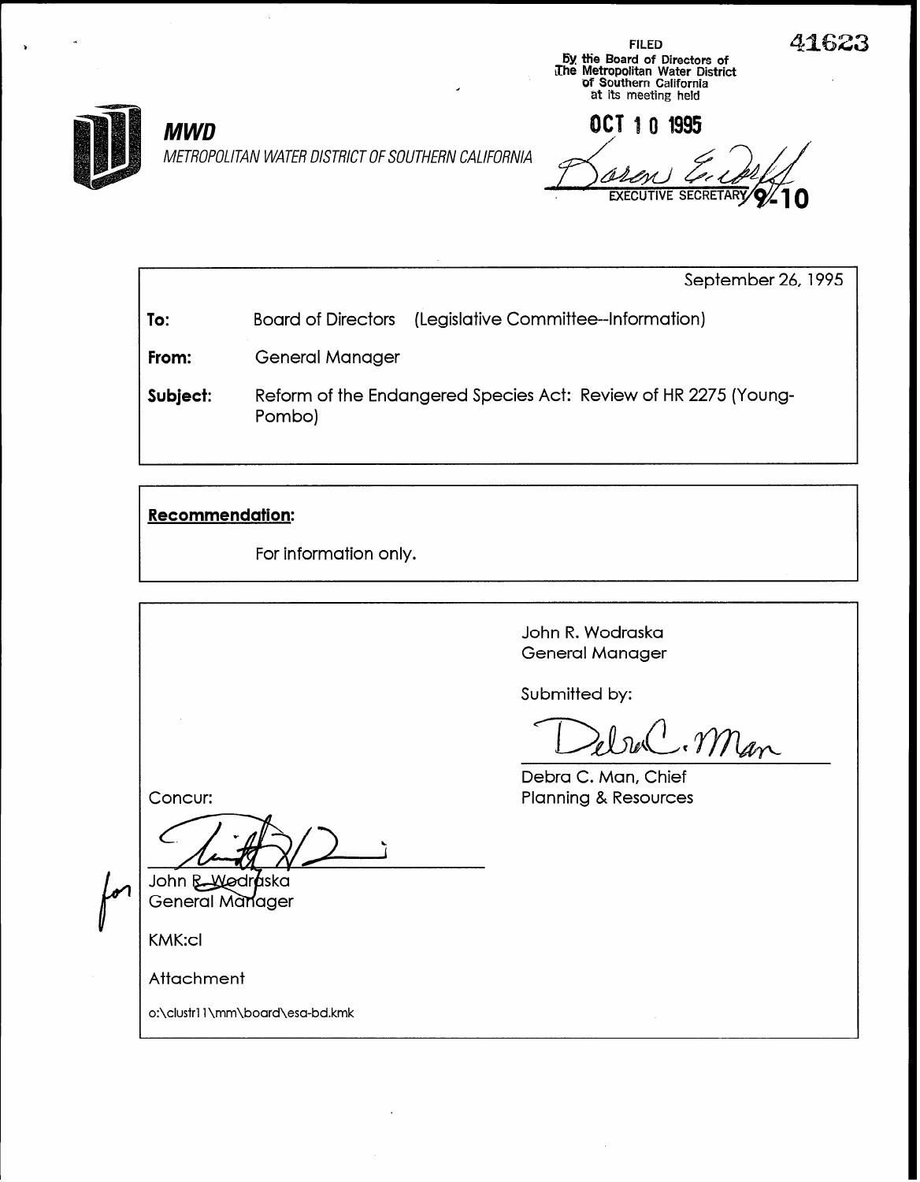FILED
By the Board of Directors of
The Metropolitan Water District
of Southern California
at its meeting held

41623

**OCT 10 1995**

Karen E. ...
EXECUTIVE SECRETARY 9-10

***MWD***

*METROPOLITAN WATER DISTRICT OF SOUTHERN CALIFORNIA*

September 26, 1995

**To:** Board of Directors (Legislative Committee--Information)

**From:** General Manager

**Subject:** Reform of the Endangered Species Act: Review of HR 2275 (Young-Pombo)

**Recommendation:**

For information only.

John R. Wodraska
General Manager

Submitted by:

Debra C. Man

Debra C. Man, Chief
Planning & Resources

Concur:

for

John R. Wodraska
General Manager

KMK:cl

Attachment

o:\clustr11\mm\board\esa-bd.kmk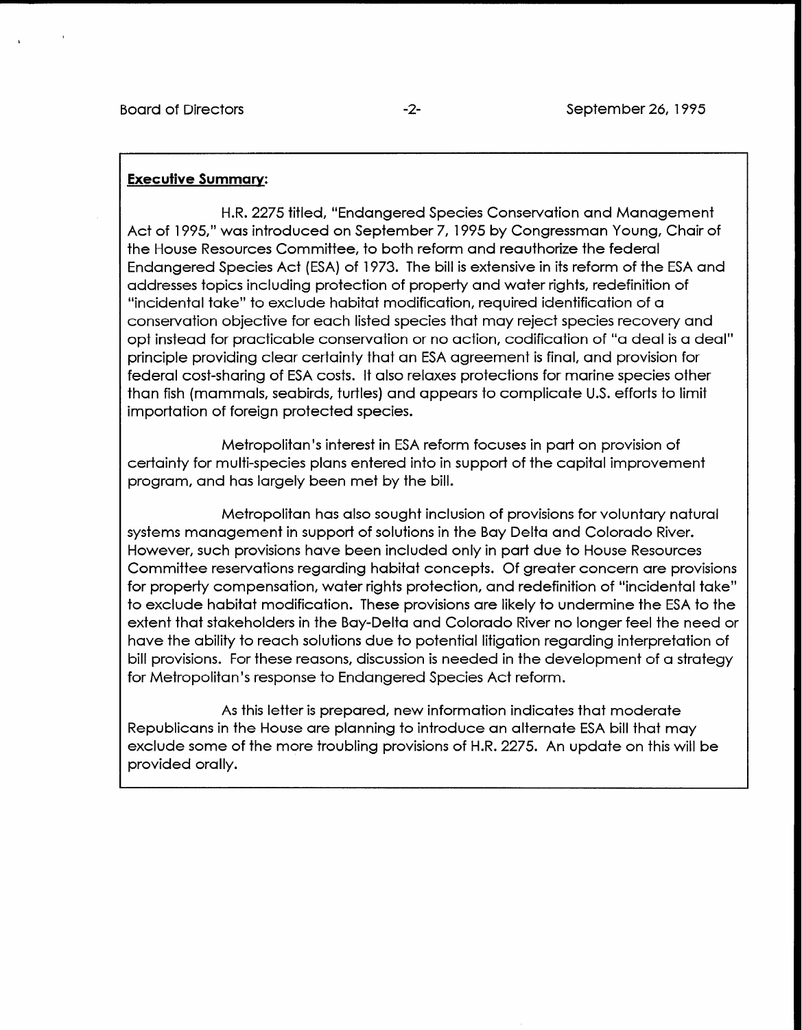**Executive Summary:**

H.R. 2275 titled, "Endangered Species Conservation and Management Act of 1995," was introduced on September 7, 1995 by Congressman Young, Chair of the House Resources Committee, to both reform and reauthorize the federal Endangered Species Act (ESA) of 1973. The bill is extensive in its reform of the ESA and addresses topics including protection of property and water rights, redefinition of "incidental take" to exclude habitat modification, required identification of a conservation objective for each listed species that may reject species recovery and opt instead for practicable conservation or no action, codification of "a deal is a deal" principle providing clear certainty that an ESA agreement is final, and provision for federal cost-sharing of ESA costs. It also relaxes protections for marine species other than fish (mammals, seabirds, turtles) and appears to complicate U.S. efforts to limit importation of foreign protected species.

Metropolitan's interest in ESA reform focuses in part on provision of certainty for multi-species plans entered into in support of the capital improvement program, and has largely been met by the bill.

Metropolitan has also sought inclusion of provisions for voluntary natural systems management in support of solutions in the Bay Delta and Colorado River. However, such provisions have been included only in part due to House Resources Committee reservations regarding habitat concepts. Of greater concern are provisions for property compensation, water rights protection, and redefinition of "incidental take" to exclude habitat modification. These provisions are likely to undermine the ESA to the extent that stakeholders in the Bay-Delta and Colorado River no longer feel the need or have the ability to reach solutions due to potential litigation regarding interpretation of bill provisions. For these reasons, discussion is needed in the development of a strategy for Metropolitan's response to Endangered Species Act reform.

As this letter is prepared, new information indicates that moderate Republicans in the House are planning to introduce an alternate ESA bill that may exclude some of the more troubling provisions of H.R. 2275. An update on this will be provided orally.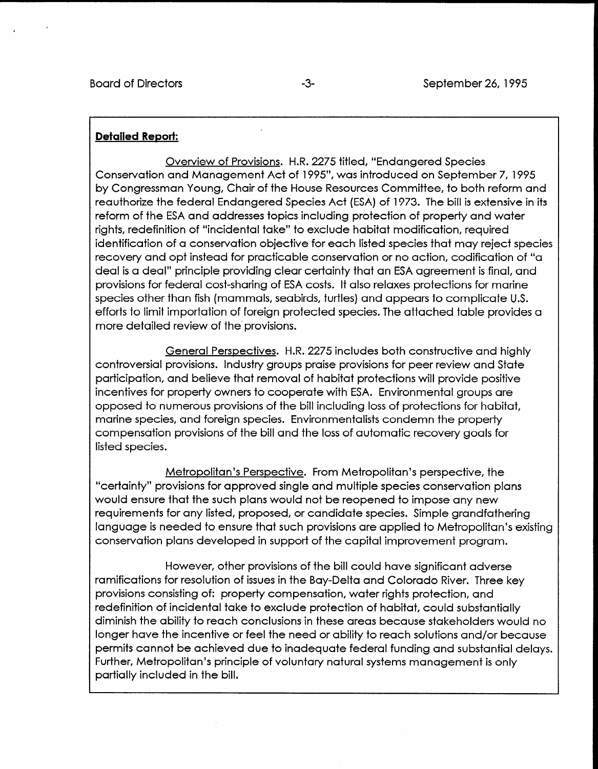**Detailed Report:**

Overview of Provisions. H.R. 2275 titled, "Endangered Species Conservation and Management Act of 1995", was introduced on September 7, 1995 by Congressman Young, Chair of the House Resources Committee, to both reform and reauthorize the federal Endangered Species Act (ESA) of 1973. The bill is extensive in its reform of the ESA and addresses topics including protection of property and water rights, redefinition of "incidental take" to exclude habitat modification, required identification of a conservation objective for each listed species that may reject species recovery and opt instead for practicable conservation or no action, codification of "a deal is a deal" principle providing clear certainty that an ESA agreement is final, and provisions for federal cost-sharing of ESA costs. It also relaxes protections for marine species other than fish (mammals, seabirds, turtles) and appears to complicate U.S. efforts to limit importation of foreign protected species. The attached table provides a more detailed review of the provisions.

General Perspectives. H.R. 2275 includes both constructive and highly controversial provisions. Industry groups praise provisions for peer review and State participation, and believe that removal of habitat protections will provide positive incentives for property owners to cooperate with ESA. Environmental groups are opposed to numerous provisions of the bill including loss of protections for habitat, marine species, and foreign species. Environmentalists condemn the property compensation provisions of the bill and the loss of automatic recovery goals for listed species.

Metropolitan's Perspective. From Metropolitan's perspective, the "certainty" provisions for approved single and multiple species conservation plans would ensure that the such plans would not be reopened to impose any new requirements for any listed, proposed, or candidate species. Simple grandfathering language is needed to ensure that such provisions are applied to Metropolitan's existing conservation plans developed in support of the capital improvement program.

However, other provisions of the bill could have significant adverse ramifications for resolution of issues in the Bay-Delta and Colorado River. Three key provisions consisting of: property compensation, water rights protection, and redefinition of incidental take to exclude protection of habitat, could substantially diminish the ability to reach conclusions in these areas because stakeholders would no longer have the incentive or feel the need or ability to reach solutions and/or because permits cannot be achieved due to inadequate federal funding and substantial delays. Further, Metropolitan's principle of voluntary natural systems management is only partially included in the bill.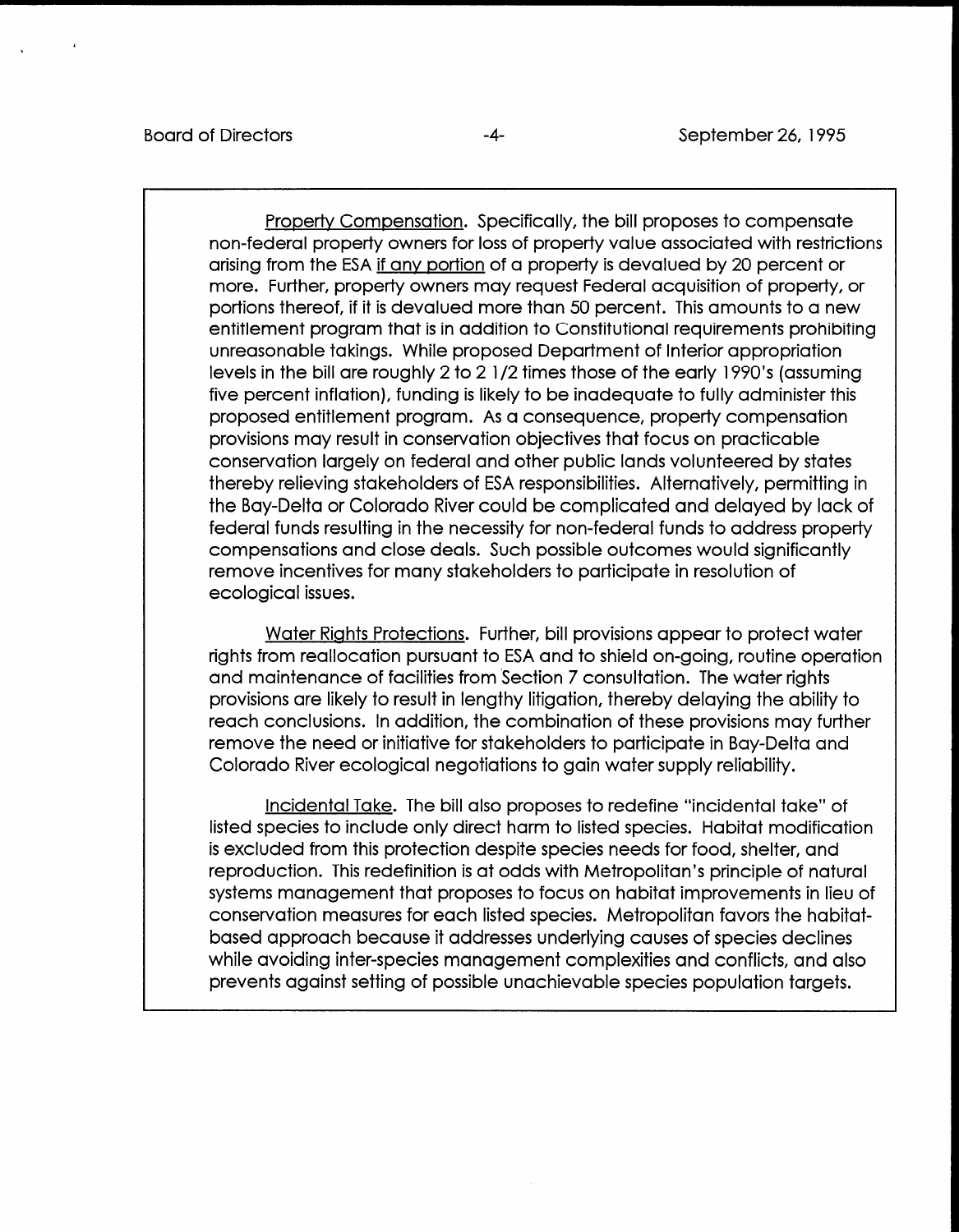Property Compensation. Specifically, the bill proposes to compensate non-federal property owners for loss of property value associated with restrictions arising from the ESA if any portion of a property is devalued by 20 percent or more. Further, property owners may request Federal acquisition of property, or portions thereof, if it is devalued more than 50 percent. This amounts to a new entitlement program that is in addition to Constitutional requirements prohibiting unreasonable takings. While proposed Department of Interior appropriation levels in the bill are roughly 2 to 2 1/2 times those of the early 1990's (assuming five percent inflation), funding is likely to be inadequate to fully administer this proposed entitlement program. As a consequence, property compensation provisions may result in conservation objectives that focus on practicable conservation largely on federal and other public lands volunteered by states thereby relieving stakeholders of ESA responsibilities. Alternatively, permitting in the Bay-Delta or Colorado River could be complicated and delayed by lack of federal funds resulting in the necessity for non-federal funds to address property compensations and close deals. Such possible outcomes would significantly remove incentives for many stakeholders to participate in resolution of ecological issues.

Water Rights Protections. Further, bill provisions appear to protect water rights from reallocation pursuant to ESA and to shield on-going, routine operation and maintenance of facilities from Section 7 consultation. The water rights provisions are likely to result in lengthy litigation, thereby delaying the ability to reach conclusions. In addition, the combination of these provisions may further remove the need or initiative for stakeholders to participate in Bay-Delta and Colorado River ecological negotiations to gain water supply reliability.

Incidental Take. The bill also proposes to redefine "incidental take" of listed species to include only direct harm to listed species. Habitat modification is excluded from this protection despite species needs for food, shelter, and reproduction. This redefinition is at odds with Metropolitan's principle of natural systems management that proposes to focus on habitat improvements in lieu of conservation measures for each listed species. Metropolitan favors the habitat-based approach because it addresses underlying causes of species declines while avoiding inter-species management complexities and conflicts, and also prevents against setting of possible unachievable species population targets.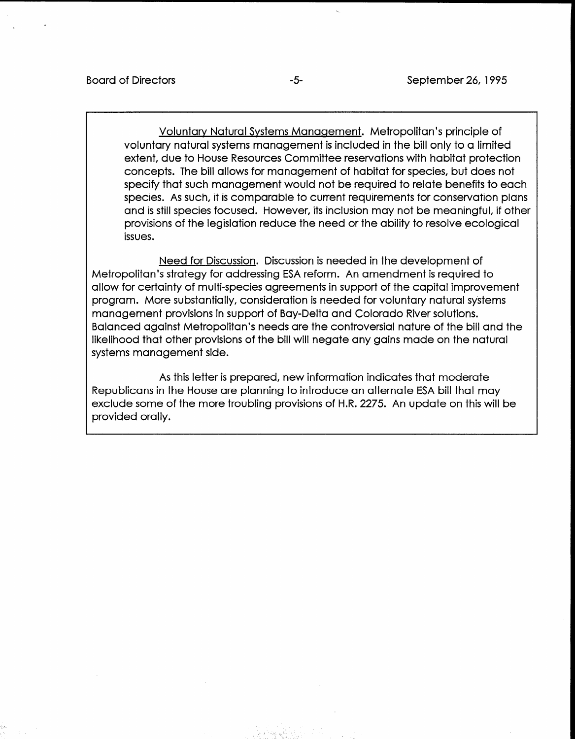<u>Voluntary Natural Systems Management</u>. Metropolitan's principle of voluntary natural systems management is included in the bill only to a limited extent, due to House Resources Committee reservations with habitat protection concepts. The bill allows for management of habitat for species, but does not specify that such management would not be required to relate benefits to each species. As such, it is comparable to current requirements for conservation plans and is still species focused. However, its inclusion may not be meaningful, if other provisions of the legislation reduce the need or the ability to resolve ecological issues.

<u>Need for Discussion</u>. Discussion is needed in the development of Metropolitan's strategy for addressing ESA reform. An amendment is required to allow for certainty of multi-species agreements in support of the capital improvement program. More substantially, consideration is needed for voluntary natural systems management provisions in support of Bay-Delta and Colorado River solutions. Balanced against Metropolitan's needs are the controversial nature of the bill and the likelihood that other provisions of the bill will negate any gains made on the natural systems management side.

As this letter is prepared, new information indicates that moderate Republicans in the House are planning to introduce an alternate ESA bill that may exclude some of the more troubling provisions of H.R. 2275. An update on this will be provided orally.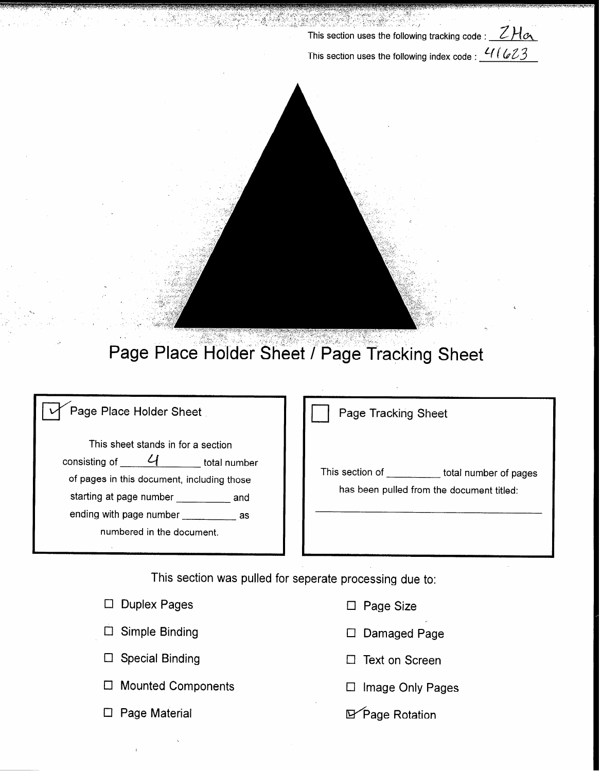This section uses the following tracking code : ZHa

This section uses the following index code : 41623

# Page Place Holder Sheet / Page Tracking Sheet

☑ Page Place Holder Sheet

This sheet stands in for a section consisting of 4 total number of pages in this document, including those starting at page number __________ and ending with page number __________ as numbered in the document.

☐ Page Tracking Sheet

This section of __________ total number of pages has been pulled from the document titled:

______________________________

This section was pulled for seperate processing due to:

- ☐ Duplex Pages
- ☐ Simple Binding
- ☐ Special Binding
- ☐ Mounted Components
- ☐ Page Material
- ☐ Page Size
- ☐ Damaged Page
- ☐ Text on Screen
- ☐ Image Only Pages
- ☑ Page Rotation